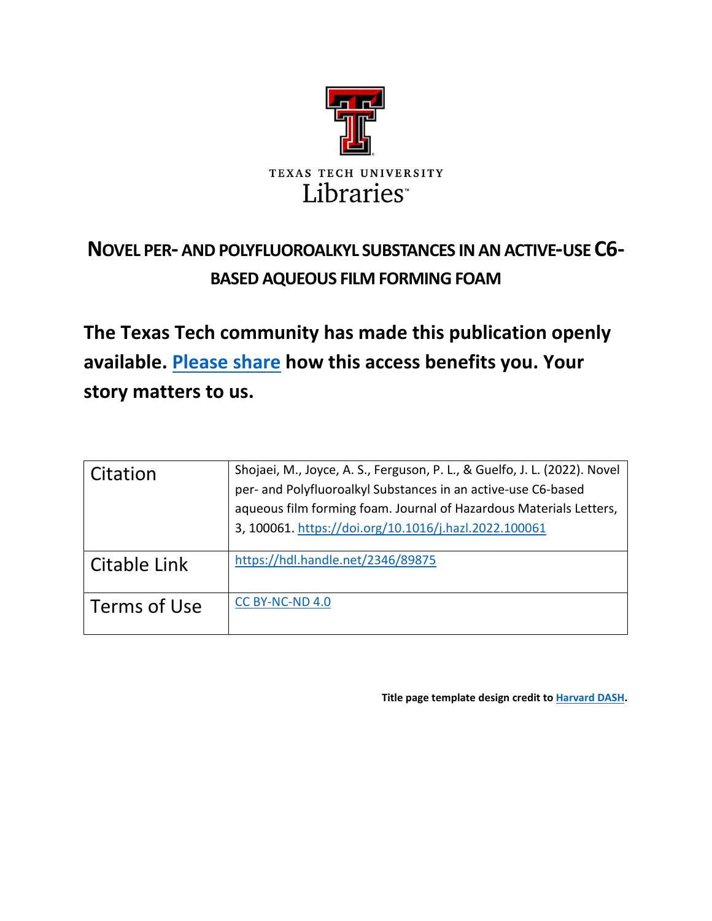TEXAS TECH UNIVERSITY

Libraries™

# NOVEL PER- AND POLYFLUOROALKYL SUBSTANCES IN AN ACTIVE-USE C6-BASED AQUEOUS FILM FORMING FOAM

**The Texas Tech community has made this publication openly available. Please share how this access benefits you. Your story matters to us.**

| | |
|---|---|
| Citation | Shojaei, M., Joyce, A. S., Ferguson, P. L., & Guelfo, J. L. (2022). Novel per- and Polyfluoroalkyl Substances in an active-use C6-based aqueous film forming foam. Journal of Hazardous Materials Letters, 3, 100061. https://doi.org/10.1016/j.hazl.2022.100061 |
| Citable Link | https://hdl.handle.net/2346/89875 |
| Terms of Use | CC BY-NC-ND 4.0 |

**Title page template design credit to Harvard DASH.**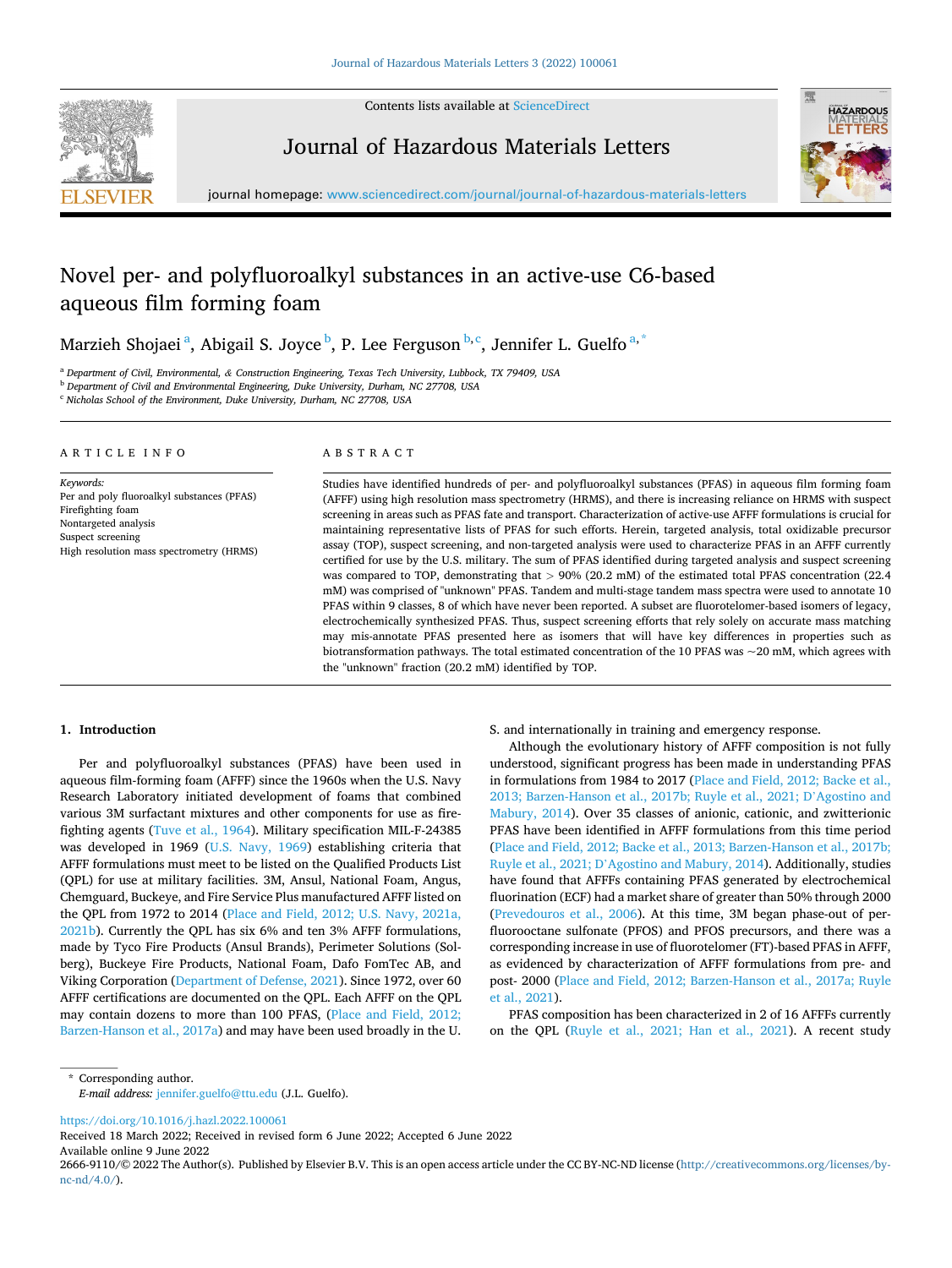# Novel per- and polyfluoroalkyl substances in an active-use C6-based aqueous film forming foam

Marzieh Shojaei [a], Abigail S. Joyce [b], P. Lee Ferguson [b,c], Jennifer L. Guelfo [a,*]

[a] Department of Civil, Environmental, & Construction Engineering, Texas Tech University, Lubbock, TX 79409, USA
[b] Department of Civil and Environmental Engineering, Duke University, Durham, NC 27708, USA
[c] Nicholas School of the Environment, Duke University, Durham, NC 27708, USA

## ARTICLE INFO

*Keywords:*
Per and poly fluoroalkyl substances (PFAS)
Firefighting foam
Nontargeted analysis
Suspect screening
High resolution mass spectrometry (HRMS)

## ABSTRACT

Studies have identified hundreds of per- and polyfluoroalkyl substances (PFAS) in aqueous film forming foam (AFFF) using high resolution mass spectrometry (HRMS), and there is increasing reliance on HRMS with suspect screening in areas such as PFAS fate and transport. Characterization of active-use AFFF formulations is crucial for maintaining representative lists of PFAS for such efforts. Herein, targeted analysis, total oxidizable precursor assay (TOP), suspect screening, and non-targeted analysis were used to characterize PFAS in an AFFF currently certified for use by the U.S. military. The sum of PFAS identified during targeted analysis and suspect screening was compared to TOP, demonstrating that > 90% (20.2 mM) of the estimated total PFAS concentration (22.4 mM) was comprised of "unknown" PFAS. Tandem and multi-stage tandem mass spectra were used to annotate 10 PFAS within 9 classes, 8 of which have never been reported. A subset are fluorotelomer-based isomers of legacy, electrochemically synthesized PFAS. Thus, suspect screening efforts that rely solely on accurate mass matching may mis-annotate PFAS presented here as isomers that will have key differences in properties such as biotransformation pathways. The total estimated concentration of the 10 PFAS was ~20 mM, which agrees with the "unknown" fraction (20.2 mM) identified by TOP.

## 1. Introduction

Per and polyfluoroalkyl substances (PFAS) have been used in aqueous film-forming foam (AFFF) since the 1960s when the U.S. Navy Research Laboratory initiated development of foams that combined various 3M surfactant mixtures and other components for use as fire-fighting agents (Tuve et al., 1964). Military specification MIL-F-24385 was developed in 1969 (U.S. Navy, 1969) establishing criteria that AFFF formulations must meet to be listed on the Qualified Products List (QPL) for use at military facilities. 3M, Ansul, National Foam, Angus, Chemguard, Buckeye, and Fire Service Plus manufactured AFFF listed on the QPL from 1972 to 2014 (Place and Field, 2012; U.S. Navy, 2021a, 2021b). Currently the QPL has six 6% and ten 3% AFFF formulations, made by Tyco Fire Products (Ansul Brands), Perimeter Solutions (Solberg), Buckeye Fire Products, National Foam, Dafo FomTec AB, and Viking Corporation (Department of Defense, 2021). Since 1972, over 60 AFFF certifications are documented on the QPL. Each AFFF on the QPL may contain dozens to more than 100 PFAS, (Place and Field, 2012; Barzen-Hanson et al., 2017a) and may have been used broadly in the U.S. and internationally in training and emergency response.

Although the evolutionary history of AFFF composition is not fully understood, significant progress has been made in understanding PFAS in formulations from 1984 to 2017 (Place and Field, 2012; Backe et al., 2013; Barzen-Hanson et al., 2017b; Ruyle et al., 2021; D'Agostino and Mabury, 2014). Over 35 classes of anionic, cationic, and zwitterionic PFAS have been identified in AFFF formulations from this time period (Place and Field, 2012; Backe et al., 2013; Barzen-Hanson et al., 2017b; Ruyle et al., 2021; D'Agostino and Mabury, 2014). Additionally, studies have found that AFFFs containing PFAS generated by electrochemical fluorination (ECF) had a market share of greater than 50% through 2000 (Prevedouros et al., 2006). At this time, 3M began phase-out of perfluorooctane sulfonate (PFOS) and PFOS precursors, and there was a corresponding increase in use of fluorotelomer (FT)-based PFAS in AFFF, as evidenced by characterization of AFFF formulations from pre- and post- 2000 (Place and Field, 2012; Barzen-Hanson et al., 2017a; Ruyle et al., 2021).

PFAS composition has been characterized in 2 of 16 AFFFs currently on the QPL (Ruyle et al., 2021; Han et al., 2021). A recent study

---

* Corresponding author.
*E-mail address:* jennifer.guelfo@ttu.edu (J.L. Guelfo).

https://doi.org/10.1016/j.hazl.2022.100061
Received 18 March 2022; Received in revised form 6 June 2022; Accepted 6 June 2022
Available online 9 June 2022
2666-9110/© 2022 The Author(s). Published by Elsevier B.V. This is an open access article under the CC BY-NC-ND license (http://creativecommons.org/licenses/by-nc-nd/4.0/).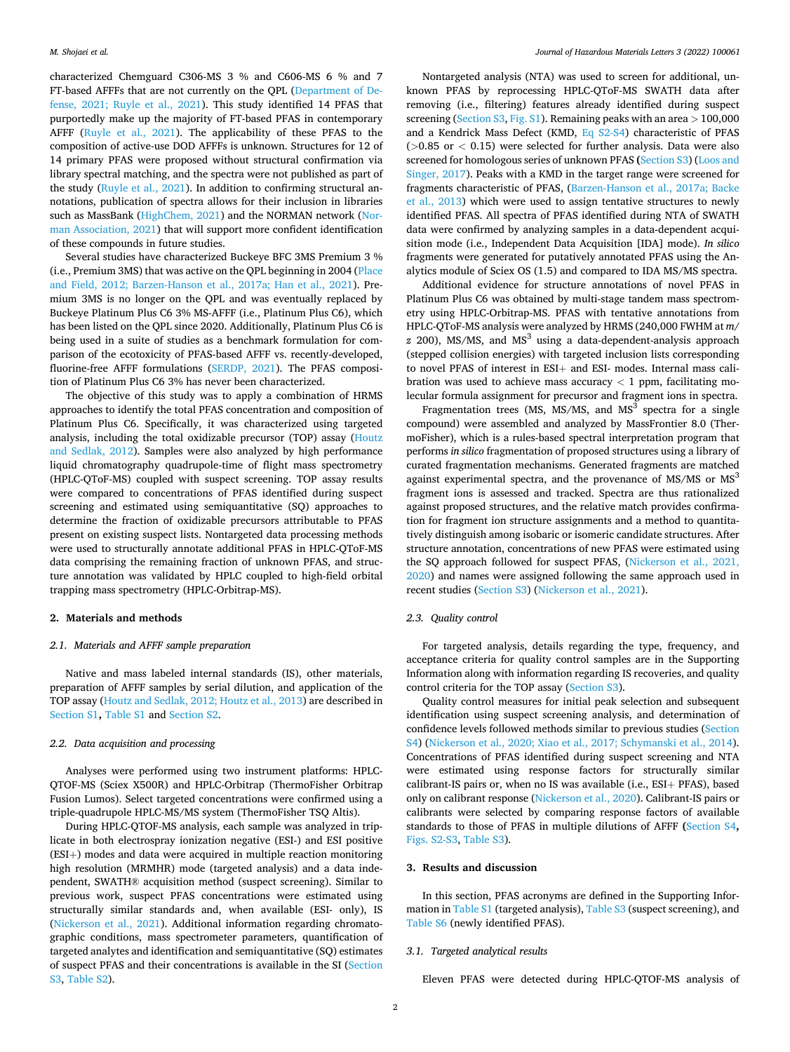characterized Chemguard C306-MS 3 % and C606-MS 6 % and 7 FT-based AFFFs that are not currently on the QPL (Department of Defense, 2021; Ruyle et al., 2021). This study identified 14 PFAS that purportedly make up the majority of FT-based PFAS in contemporary AFFF (Ruyle et al., 2021). The applicability of these PFAS to the composition of active-use DOD AFFFs is unknown. Structures for 12 of 14 primary PFAS were proposed without structural confirmation via library spectral matching, and the spectra were not published as part of the study (Ruyle et al., 2021). In addition to confirming structural annotations, publication of spectra allows for their inclusion in libraries such as MassBank (HighChem, 2021) and the NORMAN network (Norman Association, 2021) that will support more confident identification of these compounds in future studies.

Several studies have characterized Buckeye BFC 3MS Premium 3 % (i.e., Premium 3MS) that was active on the QPL beginning in 2004 (Place and Field, 2012; Barzen-Hanson et al., 2017a; Han et al., 2021). Premium 3MS is no longer on the QPL and was eventually replaced by Buckeye Platinum Plus C6 3% MS-AFFF (i.e., Platinum Plus C6), which has been listed on the QPL since 2020. Additionally, Platinum Plus C6 is being used in a suite of studies as a benchmark formulation for comparison of the ecotoxicity of PFAS-based AFFF vs. recently-developed, fluorine-free AFFF formulations (SERDP, 2021). The PFAS composition of Platinum Plus C6 3% has never been characterized.

The objective of this study was to apply a combination of HRMS approaches to identify the total PFAS concentration and composition of Platinum Plus C6. Specifically, it was characterized using targeted analysis, including the total oxidizable precursor (TOP) assay (Houtz and Sedlak, 2012). Samples were also analyzed by high performance liquid chromatography quadrupole-time of flight mass spectrometry (HPLC-QToF-MS) coupled with suspect screening. TOP assay results were compared to concentrations of PFAS identified during suspect screening and estimated using semiquantitative (SQ) approaches to determine the fraction of oxidizable precursors attributable to PFAS present on existing suspect lists. Nontargeted data processing methods were used to structurally annotate additional PFAS in HPLC-QToF-MS data comprising the remaining fraction of unknown PFAS, and structure annotation was validated by HPLC coupled to high-field orbital trapping mass spectrometry (HPLC-Orbitrap-MS).

## 2. Materials and methods

### 2.1. Materials and AFFF sample preparation

Native and mass labeled internal standards (IS), other materials, preparation of AFFF samples by serial dilution, and application of the TOP assay (Houtz and Sedlak, 2012; Houtz et al., 2013) are described in Section S1**,** Table S1 and Section S2.

### 2.2. Data acquisition and processing

Analyses were performed using two instrument platforms: HPLC-QTOF-MS (Sciex X500R) and HPLC-Orbitrap (ThermoFisher Orbitrap Fusion Lumos). Select targeted concentrations were confirmed using a triple-quadrupole HPLC-MS/MS system (ThermoFisher TSQ Altis).

During HPLC-QTOF-MS analysis, each sample was analyzed in triplicate in both electrospray ionization negative (ESI-) and ESI positive (ESI+) modes and data were acquired in multiple reaction monitoring high resolution (MRMHR) mode (targeted analysis) and a data independent, SWATH® acquisition method (suspect screening). Similar to previous work, suspect PFAS concentrations were estimated using structurally similar standards and, when available (ESI- only), IS (Nickerson et al., 2021). Additional information regarding chromatographic conditions, mass spectrometer parameters, quantification of targeted analytes and identification and semiquantitative (SQ) estimates of suspect PFAS and their concentrations is available in the SI (Section S3, Table S2).

Nontargeted analysis (NTA) was used to screen for additional, unknown PFAS by reprocessing HPLC-QToF-MS SWATH data after removing (i.e., filtering) features already identified during suspect screening (Section S3, Fig. S1). Remaining peaks with an area > 100,000 and a Kendrick Mass Defect (KMD, Eq S2-S4) characteristic of PFAS (>0.85 or < 0.15) were selected for further analysis. Data were also screened for homologous series of unknown PFAS (Section S3) (Loos and Singer, 2017). Peaks with a KMD in the target range were screened for fragments characteristic of PFAS, (Barzen-Hanson et al., 2017a; Backe et al., 2013) which were used to assign tentative structures to newly identified PFAS. All spectra of PFAS identified during NTA of SWATH data were confirmed by analyzing samples in a data-dependent acquisition mode (i.e., Independent Data Acquisition [IDA] mode). *In silico* fragments were generated for putatively annotated PFAS using the Analytics module of Sciex OS (1.5) and compared to IDA MS/MS spectra.

Additional evidence for structure annotations of novel PFAS in Platinum Plus C6 was obtained by multi-stage tandem mass spectrometry using HPLC-Orbitrap-MS. PFAS with tentative annotations from HPLC-QToF-MS analysis were analyzed by HRMS (240,000 FWHM at $m/z$ 200), MS/MS, and $MS^3$ using a data-dependent-analysis approach (stepped collision energies) with targeted inclusion lists corresponding to novel PFAS of interest in ESI+ and ESI- modes. Internal mass calibration was used to achieve mass accuracy < 1 ppm, facilitating molecular formula assignment for precursor and fragment ions in spectra.

Fragmentation trees (MS, MS/MS, and $MS^3$ spectra for a single compound) were assembled and analyzed by MassFrontier 8.0 (ThermoFisher), which is a rules-based spectral interpretation program that performs *in silico* fragmentation of proposed structures using a library of curated fragmentation mechanisms. Generated fragments are matched against experimental spectra, and the provenance of MS/MS or $MS^3$ fragment ions is assessed and tracked. Spectra are thus rationalized against proposed structures, and the relative match provides confirmation for fragment ion structure assignments and a method to quantitatively distinguish among isobaric or isomeric candidate structures. After structure annotation, concentrations of new PFAS were estimated using the SQ approach followed for suspect PFAS, (Nickerson et al., 2021, 2020) and names were assigned following the same approach used in recent studies (Section S3) (Nickerson et al., 2021).

### 2.3. Quality control

For targeted analysis, details regarding the type, frequency, and acceptance criteria for quality control samples are in the Supporting Information along with information regarding IS recoveries, and quality control criteria for the TOP assay (Section S3).

Quality control measures for initial peak selection and subsequent identification using suspect screening analysis, and determination of confidence levels followed methods similar to previous studies (Section S4) (Nickerson et al., 2020; Xiao et al., 2017; Schymanski et al., 2014). Concentrations of PFAS identified during suspect screening and NTA were estimated using response factors for structurally similar calibrant-IS pairs or, when no IS was available (i.e., ESI+ PFAS), based only on calibrant response (Nickerson et al., 2020). Calibrant-IS pairs or calibrants were selected by comparing response factors of available standards to those of PFAS in multiple dilutions of AFFF **(**Section S4**,** Figs. S2-S3, Table S3).

## 3. Results and discussion

In this section, PFAS acronyms are defined in the Supporting Information in Table S1 (targeted analysis), Table S3 (suspect screening), and Table S6 (newly identified PFAS).

### 3.1. Targeted analytical results

Eleven PFAS were detected during HPLC-QTOF-MS analysis of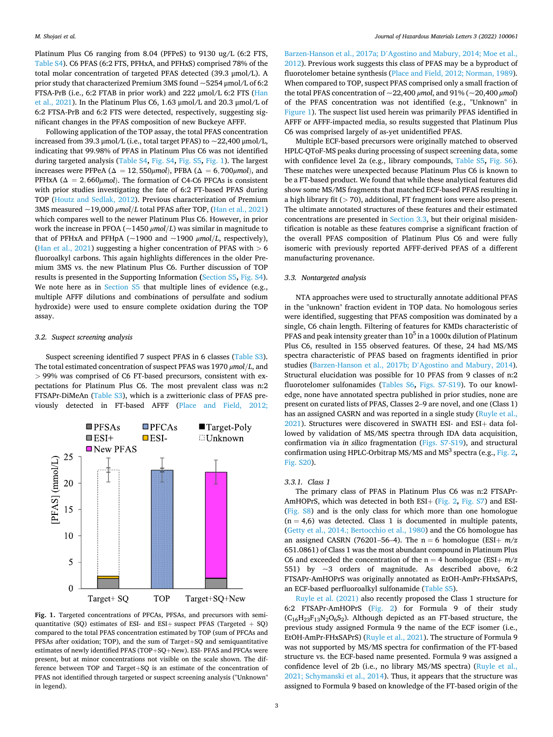Platinum Plus C6 ranging from 8.04 (PFPeS) to 9130 ug/L (6:2 FTS, Table S4). C6 PFAS (6:2 FTS, PFHxA, and PFHxS) comprised 78% of the total molar concentration of targeted PFAS detected (39.3 µmol/L). A prior study that characterized Premium 3MS found ~5254 µmol/L of 6:2 FTSA-PrB (i.e., 6:2 FTAB in prior work) and 222 µmol/L 6:2 FTS (Han et al., 2021). In the Platinum Plus C6, 1.63 µmol/L and 20.3 µmol/L of 6:2 FTSA-PrB and 6:2 FTS were detected, respectively, suggesting significant changes in the PFAS composition of new Buckeye AFFF.

Following application of the TOP assay, the total PFAS concentration increased from 39.3 µmol/L (i.e., total target PFAS) to ~22,400 µmol/L, indicating that 99.98% of PFAS in Platinum Plus C6 was not identified during targeted analysis (Table S4, Fig. S4, Fig. S5, Fig. 1). The largest increases were PFPeA ($\Delta = 12,550 \mu mol$), PFBA ($\Delta = 6,700 \mu mol$), and PFHxA ($\Delta = 2,660 \mu mol$). The formation of C4-C6 PFCAs is consistent with prior studies investigating the fate of 6:2 FT-based PFAS during TOP (Houtz and Sedlak, 2012). Previous characterization of Premium 3MS measured ~19,000 $\mu mol/L$ total PFAS after TOP, (Han et al., 2021) which compares well to the newer Platinum Plus C6. However, in prior work the increase in PFOA (~1450 $\mu mol/L$) was similar in magnitude to that of PFHxA and PFHpA (~1900 and ~1900 $\mu mol/L$, respectively), (Han et al., 2021) suggesting a higher concentration of PFAS with > 6 fluoroalkyl carbons. This again highlights differences in the older Premium 3MS vs. the new Platinum Plus C6. Further discussion of TOP results is presented in the Supporting Information (Section S5, Fig. S4). We note here as in Section S5 that multiple lines of evidence (e.g., multiple AFFF dilutions and combinations of persulfate and sodium hydroxide) were used to ensure complete oxidation during the TOP assay.

### 3.2. Suspect screening analysis

Suspect screening identified 7 suspect PFAS in 6 classes (Table S3). The total estimated concentration of suspect PFAS was 1970 $\mu mol/L$, and > 99% was comprised of C6 FT-based precursors, consistent with expectations for Platinum Plus C6. The most prevalent class was n:2 FTSAPr-DiMeAn (Table S3), which is a zwitterionic class of PFAS previously detected in FT-based AFFF (Place and Field, 2012; Barzen-Hanson et al., 2017a; D'Agostino and Mabury, 2014; Moe et al., 2012). Previous work suggests this class of PFAS may be a byproduct of fluorotelomer betaine synthesis (Place and Field, 2012; Norman, 1989). When compared to TOP, suspect PFAS comprised only a small fraction of the total PFAS concentration of ~22,400 $\mu mol$, and 91% (~20,400 $\mu mol$) of the PFAS concentration was not identified (e.g., "Unknown" in Figure 1). The suspect list used herein was primarily PFAS identified in AFFF or AFFF-impacted media, so results suggested that Platinum Plus C6 was comprised largely of as-yet unidentified PFAS.

Fig. 1. Targeted concentrations of PFCAs, PFSAs, and precursors with semi-quantitative (SQ) estimates of ESI- and ESI+ suspect PFAS (Targeted + SQ) compared to the total PFAS concentration estimated by TOP (sum of PFCAs and PFSAs after oxidation; TOP), and the sum of Target+SQ and semiquantitative estimates of newly identified PFAS (TOP+SQ+New). ESI- PFAS and PFCAs were present, but at minor concentrations not visible on the scale shown. The difference between TOP and Target+SQ is an estimate of the concentration of PFAS not identified through targeted or suspect screening analysis ("Unknown" in legend).

Multiple ECF-based precursors were originally matched to observed HPLC-QToF-MS peaks during processing of suspect screening data, some with confidence level 2a (e.g., library compounds, Table S5, Fig. S6). These matches were unexpected because Platinum Plus C6 is known to be a FT-based product. We found that while these analytical features did show some MS/MS fragments that matched ECF-based PFAS resulting in a high library fit (> 70), additional, FT fragment ions were also present. The ultimate annotated structures of these features and their estimated concentrations are presented in Section 3.3, but their original misidentification is notable as these features comprise a significant fraction of the overall PFAS composition of Platinum Plus C6 and were fully isomeric with previously reported AFFF-derived PFAS of a different manufacturing provenance.

### 3.3. Nontargeted analysis

NTA approaches were used to structurally annotate additional PFAS in the "unknown" fraction evident in TOP data. No homologous series were identified, suggesting that PFAS composition was dominated by a single, C6 chain length. Filtering of features for KMDs characteristic of PFAS and peak intensity greater than $10^5$ in a 1000x dilution of Platinum Plus C6, resulted in 155 observed features. Of these, 24 had MS/MS spectra characteristic of PFAS based on fragments identified in prior studies (Barzen-Hanson et al., 2017b; D'Agostino and Mabury, 2014). Structural elucidation was possible for 10 PFAS from 9 classes of n:2 fluorotelomer sulfonamides (Tables S6, Figs. S7-S19). To our knowledge, none have annotated spectra published in prior studies, none are present on curated lists of PFAS, Classes 2–9 are novel, and one (Class 1) has an assigned CASRN and was reported in a single study (Ruyle et al., 2021). Structures were discovered in SWATH ESI- and ESI+ data followed by validation of MS/MS spectra through IDA data acquisition, confirmation via *in silico* fragmentation (Figs. S7-S19), and structural confirmation using HPLC-Orbitrap MS/MS and $MS^3$ spectra (e.g., Fig. 2, Fig. S20).

#### 3.3.1. Class 1

The primary class of PFAS in Platinum Plus C6 was n:2 FTSAPr-AmHOPrS, which was detected in both ESI+ (Fig. 2, Fig. S7) and ESI- (Fig. S8) and is the only class for which more than one homologue (n = 4,6) was detected. Class 1 is documented in multiple patents, (Getty et al., 2014.; Bertocchio et al., 1980) and the C6 homologue has an assigned CASRN (76201–56–4). The n = 6 homologue (ESI+ *m/z* 651.0861) of Class 1 was the most abundant compound in Platinum Plus C6 and exceeded the concentration of the n = 4 homologue (ESI+ *m/z* 551) by ~3 orders of magnitude. As described above, 6:2 FTSAPr-AmHOPrS was originally annotated as EtOH-AmPr-FHxSAPrS, an ECF-based perfluoroalkyl sulfonamide (Table S5).

Ruyle et al. (2021) also recently proposed the Class 1 structure for 6:2 FTSAPr-AmHOPrS (Fig. 2) for Formula 9 of their study ($C_{16}H_{23}F_{13}N_2O_6S_2$). Although depicted as an FT-based structure, the previous study assigned Formula 9 the name of the ECF isomer (i.e., EtOH-AmPr-FHxSAPrS) (Ruyle et al., 2021). The structure of Formula 9 was not supported by MS/MS spectra for confirmation of the FT-based structure vs. the ECF-based name presented. Formula 9 was assigned a confidence level of 2b (i.e., no library MS/MS spectra) (Ruyle et al., 2021; Schymanski et al., 2014). Thus, it appears that the structure was assigned to Formula 9 based on knowledge of the FT-based origin of the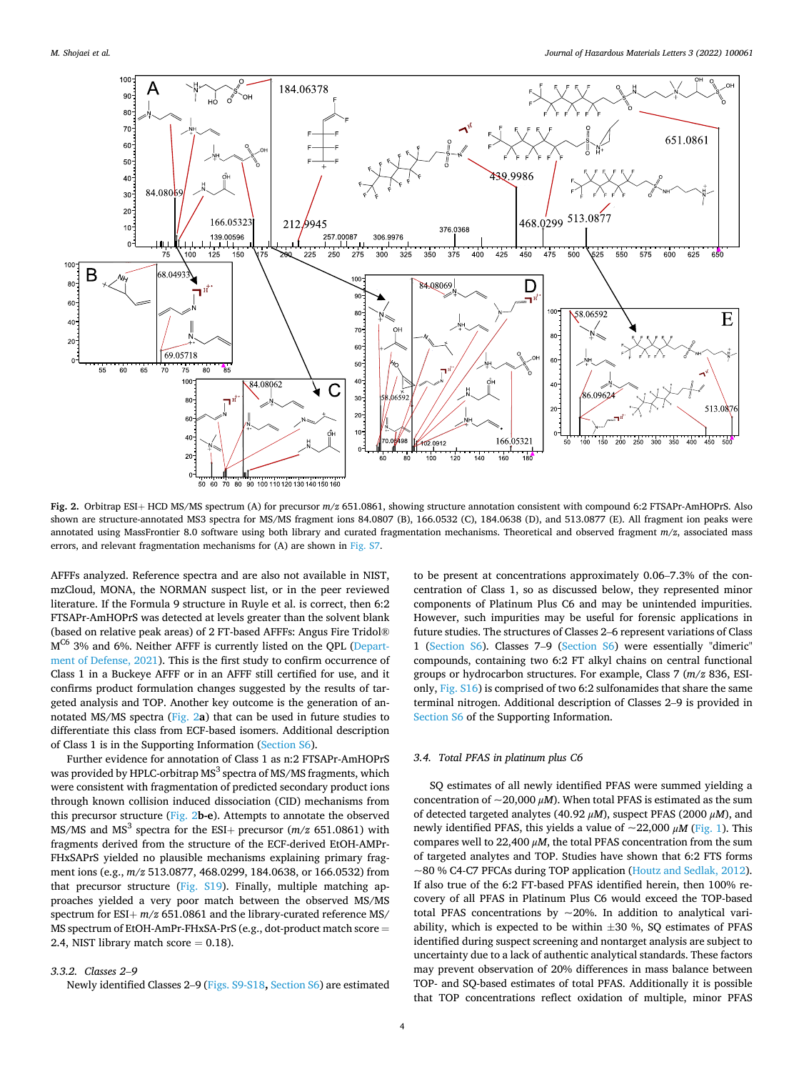**Fig. 2.** Orbitrap ESI+ HCD MS/MS spectrum (A) for precursor *m/z* 651.0861, showing structure annotation consistent with compound 6:2 FTSAPr-AmHOPrS. Also shown are structure-annotated MS3 spectra for MS/MS fragment ions 84.0807 (B), 166.0532 (C), 184.0638 (D), and 513.0877 (E). All fragment ion peaks were annotated using MassFrontier 8.0 software using both library and curated fragmentation mechanisms. Theoretical and observed fragment *m/z*, associated mass errors, and relevant fragmentation mechanisms for (A) are shown in Fig. S7.

AFFFs analyzed. Reference spectra and are also not available in NIST, mzCloud, MONA, the NORMAN suspect list, or in the peer reviewed literature. If the Formula 9 structure in Ruyle et al. is correct, then 6:2 FTSAPr-AmHOPrS was detected at levels greater than the solvent blank (based on relative peak areas) of 2 FT-based AFFFs: Angus Fire Tridol® $M^{C6}$ 3% and 6%. Neither AFFF is currently listed on the QPL (Department of Defense, 2021). This is the first study to confirm occurrence of Class 1 in a Buckeye AFFF or in an AFFF still certified for use, and it confirms product formulation changes suggested by the results of targeted analysis and TOP. Another key outcome is the generation of annotated MS/MS spectra (Fig. 2**a**) that can be used in future studies to differentiate this class from ECF-based isomers. Additional description of Class 1 is in the Supporting Information (Section S6).

Further evidence for annotation of Class 1 as n:2 FTSAPr-AmHOPrS was provided by HPLC-orbitrap $MS^3$ spectra of MS/MS fragments, which were consistent with fragmentation of predicted secondary product ions through known collision induced dissociation (CID) mechanisms from this precursor structure (Fig. 2**b-e**). Attempts to annotate the observed MS/MS and $MS^3$ spectra for the ESI+ precursor (*m/z* 651.0861) with fragments derived from the structure of the ECF-derived EtOH-AMPr-FHxSAPrS yielded no plausible mechanisms explaining primary fragment ions (e.g., *m/z* 513.0877, 468.0299, 184.0638, or 166.0532) from that precursor structure (Fig. S19). Finally, multiple matching approaches yielded a very poor match between the observed MS/MS spectrum for ESI+ *m/z* 651.0861 and the library-curated reference MS/MS spectrum of EtOH-AmPr-FHxSA-PrS (e.g., dot-product match score = 2.4, NIST library match score = 0.18).

### 3.3.2. Classes 2–9

Newly identified Classes 2–9 (**Figs. S9-S18, Section S6**) are estimated to be present at concentrations approximately 0.06–7.3% of the concentration of Class 1, so as discussed below, they represented minor components of Platinum Plus C6 and may be unintended impurities. However, such impurities may be useful for forensic applications in future studies. The structures of Classes 2–6 represent variations of Class 1 (Section S6). Classes 7–9 (Section S6) were essentially "dimeric" compounds, containing two 6:2 FT alkyl chains on central functional groups or hydrocarbon structures. For example, Class 7 (*m/z* 836, ESI-only, Fig. S16) is comprised of two 6:2 sulfonamides that share the same terminal nitrogen. Additional description of Classes 2–9 is provided in Section S6 of the Supporting Information.

### 3.4. Total PFAS in platinum plus C6

SQ estimates of all newly identified PFAS were summed yielding a concentration of ~20,000 $\mu M$). When total PFAS is estimated as the sum of detected targeted analytes (40.92 $\mu M$), suspect PFAS (2000 $\mu M$), and newly identified PFAS, this yields a value of ~22,000 $\mu M$ (Fig. 1). This compares well to 22,400 $\mu M$, the total PFAS concentration from the sum of targeted analytes and TOP. Studies have shown that 6:2 FTS forms ~80 % C4-C7 PFCAs during TOP application (Houtz and Sedlak, 2012). If also true of the 6:2 FT-based PFAS identified herein, then 100% recovery of all PFAS in Platinum Plus C6 would exceed the TOP-based total PFAS concentrations by ~20%. In addition to analytical variability, which is expected to be within ±30 %, SQ estimates of PFAS identified during suspect screening and nontarget analysis are subject to uncertainty due to a lack of authentic analytical standards. These factors may prevent observation of 20% differences in mass balance between TOP- and SQ-based estimates of total PFAS. Additionally it is possible that TOP concentrations reflect oxidation of multiple, minor PFAS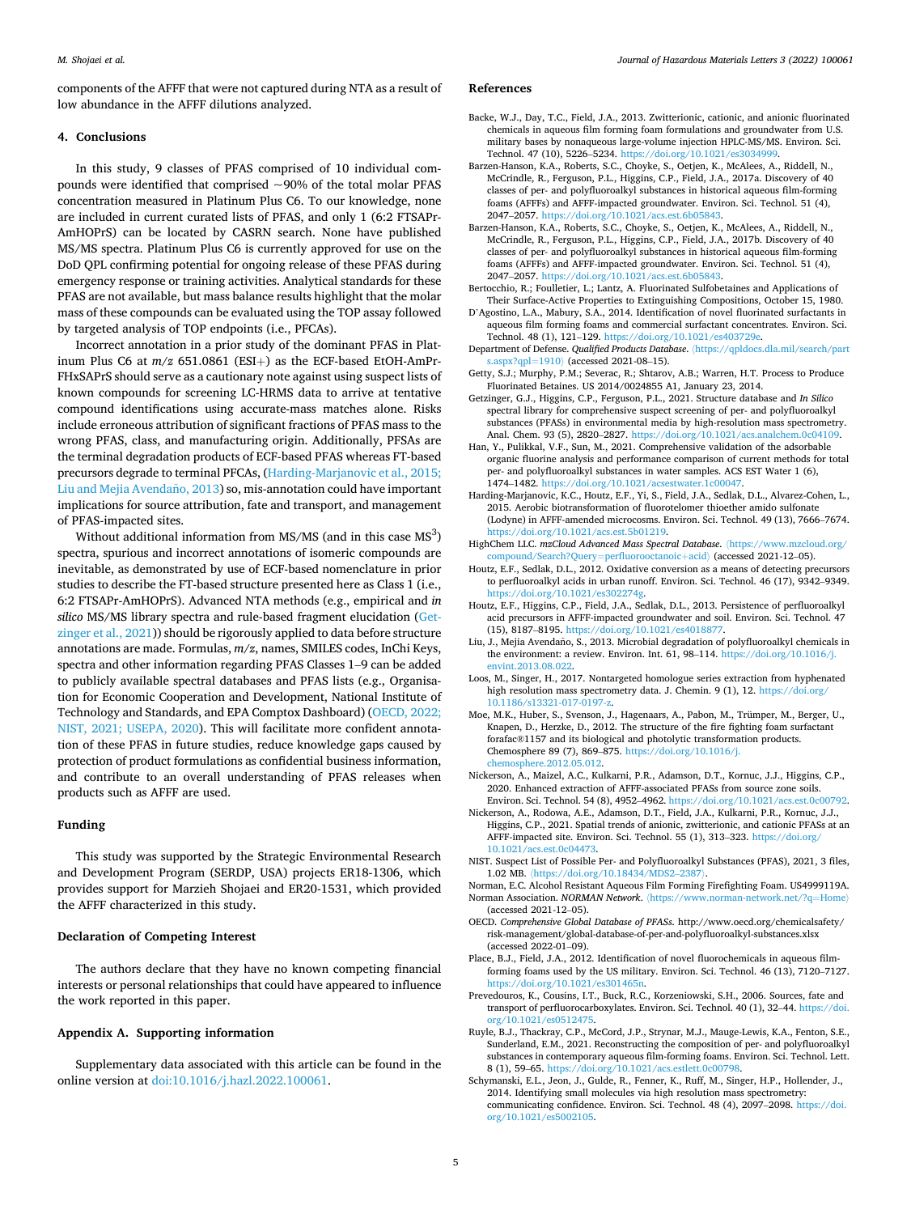components of the AFFF that were not captured during NTA as a result of low abundance in the AFFF dilutions analyzed.

## 4. Conclusions

In this study, 9 classes of PFAS comprised of 10 individual compounds were identified that comprised ~90% of the total molar PFAS concentration measured in Platinum Plus C6. To our knowledge, none are included in current curated lists of PFAS, and only 1 (6:2 FTSAPr-AmHOPrS) can be located by CASRN search. None have published MS/MS spectra. Platinum Plus C6 is currently approved for use on the DoD QPL confirming potential for ongoing release of these PFAS during emergency response or training activities. Analytical standards for these PFAS are not available, but mass balance results highlight that the molar mass of these compounds can be evaluated using the TOP assay followed by targeted analysis of TOP endpoints (i.e., PFCAs).

Incorrect annotation in a prior study of the dominant PFAS in Platinum Plus C6 at *m/z* 651.0861 (ESI+) as the ECF-based EtOH-AmPr-FHxSAPrS should serve as a cautionary note against using suspect lists of known compounds for screening LC-HRMS data to arrive at tentative compound identifications using accurate-mass matches alone. Risks include erroneous attribution of significant fractions of PFAS mass to the wrong PFAS, class, and manufacturing origin. Additionally, PFSAs are the terminal degradation products of ECF-based PFAS whereas FT-based precursors degrade to terminal PFCAs, (Harding-Marjanovic et al., 2015; Liu and Mejia Avendaño, 2013) so, mis-annotation could have important implications for source attribution, fate and transport, and management of PFAS-impacted sites.

Without additional information from MS/MS (and in this case $MS^3$) spectra, spurious and incorrect annotations of isomeric compounds are inevitable, as demonstrated by use of ECF-based nomenclature in prior studies to describe the FT-based structure presented here as Class 1 (i.e., 6:2 FTSAPr-AmHOPrS). Advanced NTA methods (e.g., empirical and *in silico* MS/MS library spectra and rule-based fragment elucidation (Getzinger et al., 2021)) should be rigorously applied to data before structure annotations are made. Formulas, *m/z*, names, SMILES codes, InChi Keys, spectra and other information regarding PFAS Classes 1–9 can be added to publicly available spectral databases and PFAS lists (e.g., Organisation for Economic Cooperation and Development, National Institute of Technology and Standards, and EPA Comptox Dashboard) (OECD, 2022; NIST, 2021; USEPA, 2020). This will facilitate more confident annotation of these PFAS in future studies, reduce knowledge gaps caused by protection of product formulations as confidential business information, and contribute to an overall understanding of PFAS releases when products such as AFFF are used.

## Funding

This study was supported by the Strategic Environmental Research and Development Program (SERDP, USA) projects ER18-1306, which provides support for Marzieh Shojaei and ER20-1531, which provided the AFFF characterized in this study.

## Declaration of Competing Interest

The authors declare that they have no known competing financial interests or personal relationships that could have appeared to influence the work reported in this paper.

## Appendix A. Supporting information

Supplementary data associated with this article can be found in the online version at doi:10.1016/j.hazl.2022.100061.

## References

Backe, W.J., Day, T.C., Field, J.A., 2013. Zwitterionic, cationic, and anionic fluorinated chemicals in aqueous film forming foam formulations and groundwater from U.S. military bases by nonaqueous large-volume injection HPLC-MS/MS. Environ. Sci. Technol. 47 (10), 5226–5234. https://doi.org/10.1021/es3034999.

Barzen-Hanson, K.A., Roberts, S.C., Choyke, S., Oetjen, K., McAlees, A., Riddell, N., McCrindle, R., Ferguson, P.L., Higgins, C.P., Field, J.A., 2017a. Discovery of 40 classes of per- and polyfluoroalkyl substances in historical aqueous film-forming foams (AFFFs) and AFFF-impacted groundwater. Environ. Sci. Technol. 51 (4), 2047–2057. https://doi.org/10.1021/acs.est.6b05843.

Barzen-Hanson, K.A., Roberts, S.C., Choyke, S., Oetjen, K., McAlees, A., Riddell, N., McCrindle, R., Ferguson, P.L., Higgins, C.P., Field, J.A., 2017b. Discovery of 40 classes of per- and polyfluoroalkyl substances in historical aqueous film-forming foams (AFFFs) and AFFF-impacted groundwater. Environ. Sci. Technol. 51 (4), 2047–2057. https://doi.org/10.1021/acs.est.6b05843.

Bertocchio, R.; Foulletier, L.; Lantz, A. Fluorinated Sulfobetaines and Applications of Their Surface-Active Properties to Extinguishing Compositions, October 15, 1980.

D'Agostino, L.A., Mabury, S.A., 2014. Identification of novel fluorinated surfactants in aqueous film forming foams and commercial surfactant concentrates. Environ. Sci. Technol. 48 (1), 121–129. https://doi.org/10.1021/es403729e.

Department of Defense. *Qualified Products Database*. 〈https://qpldocs.dla.mil/search/parts.aspx?qpl=1910〉 (accessed 2021-08–15).

Getty, S.J.; Murphy, P.M.; Severac, R.; Shtarov, A.B.; Warren, H.T. Process to Produce Fluorinated Betaines. US 2014/0024855 A1, January 23, 2014.

Getzinger, G.J., Higgins, C.P., Ferguson, P.L., 2021. Structure database and *In Silico* spectral library for comprehensive suspect screening of per- and polyfluoroalkyl substances (PFASs) in environmental media by high-resolution mass spectrometry. Anal. Chem. 93 (5), 2820–2827. https://doi.org/10.1021/acs.analchem.0c04109.

Han, Y., Pulikkal, V.F., Sun, M., 2021. Comprehensive validation of the adsorbable organic fluorine analysis and performance comparison of current methods for total per- and polyfluoroalkyl substances in water samples. ACS EST Water 1 (6), 1474–1482. https://doi.org/10.1021/acsestwater.1c00047.

Harding-Marjanovic, K.C., Houtz, E.F., Yi, S., Field, J.A., Sedlak, D.L., Alvarez-Cohen, L., 2015. Aerobic biotransformation of fluorotelomer thioether amido sulfonate (Lodyne) in AFFF-amended microcosms. Environ. Sci. Technol. 49 (13), 7666–7674. https://doi.org/10.1021/acs.est.5b01219.

HighChem LLC. *mzCloud Advanced Mass Spectral Database*. 〈https://www.mzcloud.org/compound/Search?Query=perfluorooctanoic+acid〉 (accessed 2021-12–05).

Houtz, E.F., Sedlak, D.L., 2012. Oxidative conversion as a means of detecting precursors to perfluoroalkyl acids in urban runoff. Environ. Sci. Technol. 46 (17), 9342–9349. https://doi.org/10.1021/es302274g.

Houtz, E.F., Higgins, C.P., Field, J.A., Sedlak, D.L., 2013. Persistence of perfluoroalkyl acid precursors in AFFF-impacted groundwater and soil. Environ. Sci. Technol. 47 (15), 8187–8195. https://doi.org/10.1021/es4018877.

Liu, J., Mejia Avendaño, S., 2013. Microbial degradation of polyfluoroalkyl chemicals in the environment: a review. Environ. Int. 61, 98–114. https://doi.org/10.1016/j.envint.2013.08.022.

Loos, M., Singer, H., 2017. Nontargeted homologue series extraction from hyphenated high resolution mass spectrometry data. J. Chemin. 9 (1), 12. https://doi.org/10.1186/s13321-017-0197-z.

Moe, M.K., Huber, S., Svenson, J., Hagenaars, A., Pabon, M., Trümper, M., Berger, U., Knapen, D., Herzke, D., 2012. The structure of the fire fighting foam surfactant forafac®1157 and its biological and photolytic transformation products. Chemosphere 89 (7), 869–875. https://doi.org/10.1016/j.chemosphere.2012.05.012.

Nickerson, A., Maizel, A.C., Kulkarni, P.R., Adamson, D.T., Kornuc, J.J., Higgins, C.P., 2020. Enhanced extraction of AFFF-associated PFASs from source zone soils. Environ. Sci. Technol. 54 (8), 4952–4962. https://doi.org/10.1021/acs.est.0c00792.

Nickerson, A., Rodowa, A.E., Adamson, D.T., Field, J.A., Kulkarni, P.R., Kornuc, J.J., Higgins, C.P., 2021. Spatial trends of anionic, zwitterionic, and cationic PFASs at an AFFF-impacted site. Environ. Sci. Technol. 55 (1), 313–323. https://doi.org/10.1021/acs.est.0c04473.

NIST. Suspect List of Possible Per- and Polyfluoroalkyl Substances (PFAS), 2021, 3 files, 1.02 MB. 〈https://doi.org/10.18434/MDS2-2387〉.

Norman, E.C. Alcohol Resistant Aqueous Film Forming Firefighting Foam. US4999119A.

Norman Association. *NORMAN Network*. 〈https://www.norman-network.net/?q=Home〉 (accessed 2021-12–05).

OECD. *Comprehensive Global Database of PFASs*. http://www.oecd.org/chemicalsafety/risk-management/global-database-of-per-and-polyfluoroalkyl-substances.xlsx (accessed 2022-01–09).

Place, B.J., Field, J.A., 2012. Identification of novel fluorochemicals in aqueous film-forming foams used by the US military. Environ. Sci. Technol. 46 (13), 7120–7127. https://doi.org/10.1021/es301465n.

Prevedouros, K., Cousins, I.T., Buck, R.C., Korzeniowski, S.H., 2006. Sources, fate and transport of perfluorocarboxylates. Environ. Sci. Technol. 40 (1), 32–44. https://doi.org/10.1021/es0512475.

Ruyle, B.J., Thackray, C.P., McCord, J.P., Strynar, M.J., Mauge-Lewis, K.A., Fenton, S.E., Sunderland, E.M., 2021. Reconstructing the composition of per- and polyfluoroalkyl substances in contemporary aqueous film-forming foams. Environ. Sci. Technol. Lett. 8 (1), 59–65. https://doi.org/10.1021/acs.estlett.0c00798.

Schymanski, E.L., Jeon, J., Gulde, R., Fenner, K., Ruff, M., Singer, H.P., Hollender, J., 2014. Identifying small molecules via high resolution mass spectrometry: communicating confidence. Environ. Sci. Technol. 48 (4), 2097–2098. https://doi.org/10.1021/es5002105.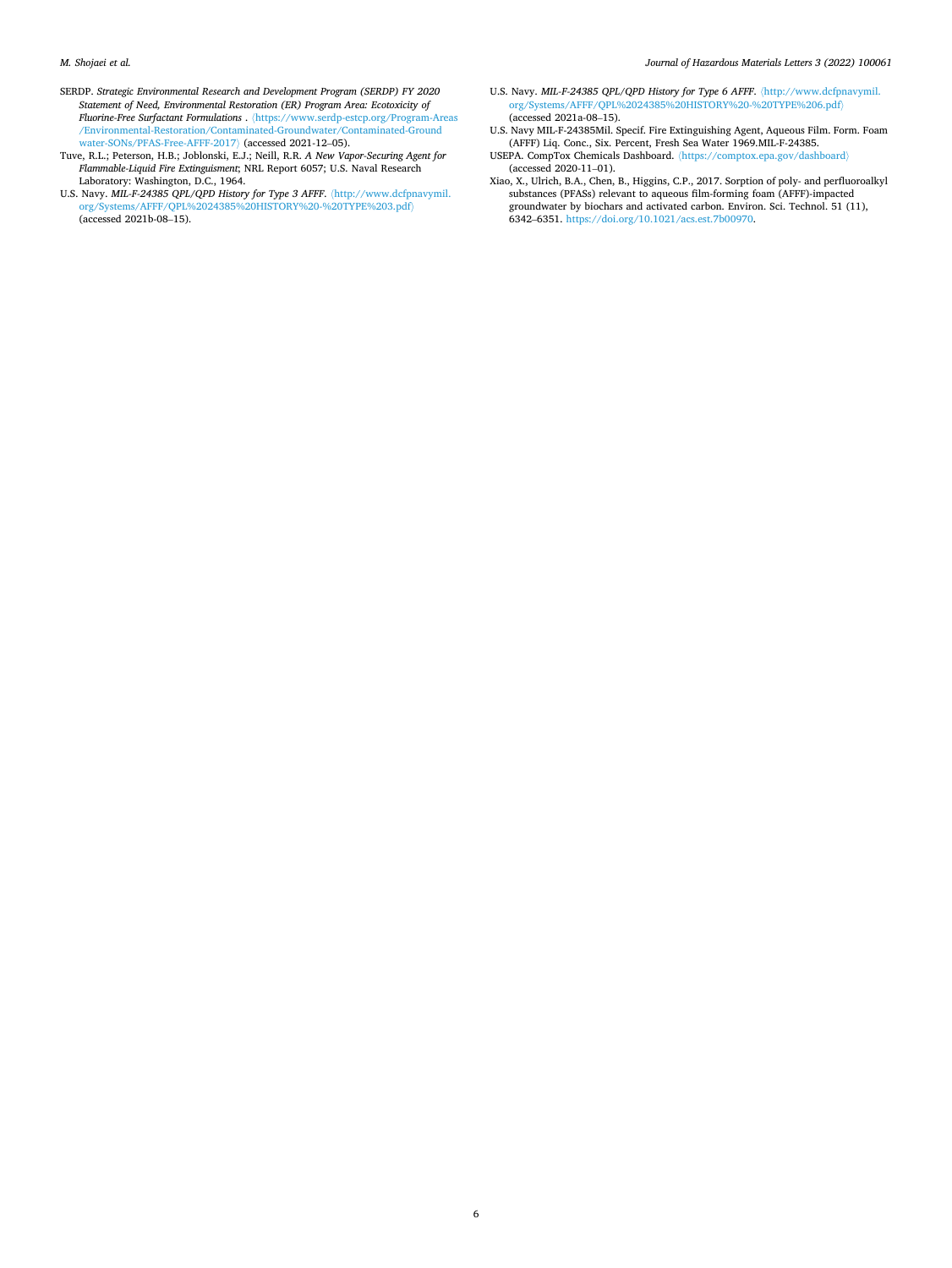SERDP. *Strategic Environmental Research and Development Program (SERDP) FY 2020 Statement of Need, Environmental Restoration (ER) Program Area: Ecotoxicity of Fluorine-Free Surfactant Formulations* . ⟨https://www.serdp-estcp.org/Program-Areas/Environmental-Restoration/Contaminated-Groundwater/Contaminated-Groundwater-SONs/PFAS-Free-AFFF-2017⟩ (accessed 2021-12–05).

Tuve, R.L.; Peterson, H.B.; Joblonski, E.J.; Neill, R.R. *A New Vapor-Securing Agent for Flammable-Liquid Fire Extinguisment*; NRL Report 6057; U.S. Naval Research Laboratory: Washington, D.C., 1964.

U.S. Navy. *MIL-F-24385 QPL/QPD History for Type 3 AFFF.* ⟨http://www.dcfpnavymil.org/Systems/AFFF/QPL%2024385%20HISTORY%20-%20TYPE%203.pdf⟩ (accessed 2021b-08–15).

U.S. Navy. *MIL-F-24385 QPL/QPD History for Type 6 AFFF.* ⟨http://www.dcfpnavymil.org/Systems/AFFF/QPL%2024385%20HISTORY%20-%20TYPE%206.pdf⟩ (accessed 2021a-08–15).

U.S. Navy MIL-F-24385Mil. Specif. Fire Extinguishing Agent, Aqueous Film. Form. Foam (AFFF) Liq. Conc., Six. Percent, Fresh Sea Water 1969.MIL-F-24385.

USEPA. CompTox Chemicals Dashboard. ⟨https://comptox.epa.gov/dashboard⟩ (accessed 2020-11–01).

Xiao, X., Ulrich, B.A., Chen, B., Higgins, C.P., 2017. Sorption of poly- and perfluoroalkyl substances (PFASs) relevant to aqueous film-forming foam (AFFF)-impacted groundwater by biochars and activated carbon. Environ. Sci. Technol. 51 (11), 6342–6351. https://doi.org/10.1021/acs.est.7b00970.